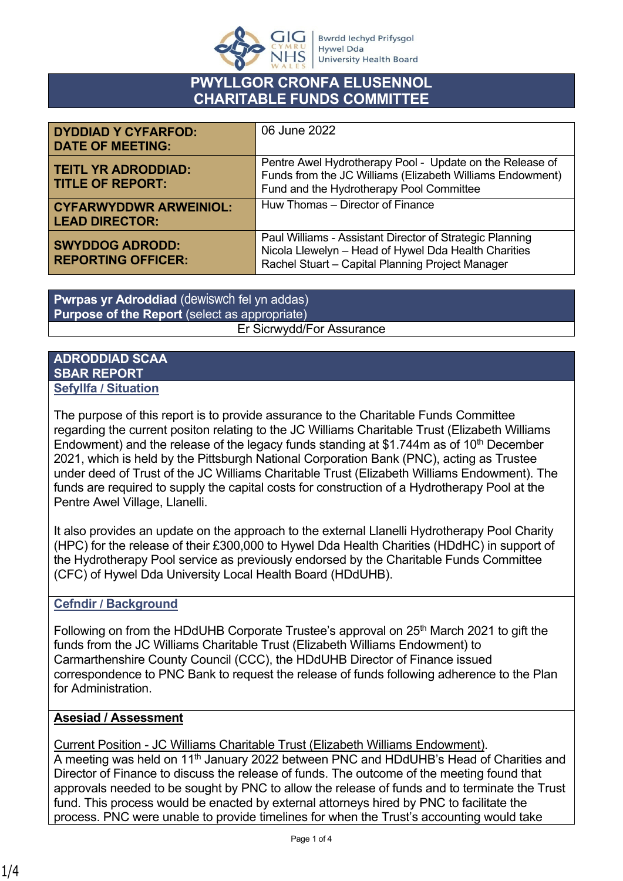# PWYLLGOR CRONFA ELUSENNOL
# CHARITABLE FUNDS COMMITTEE

| | |
|---|---|
| **DYDDIAD Y CYFARFOD: DATE OF MEETING:** | 06 June 2022 |
| **TEITL YR ADRODDIAD: TITLE OF REPORT:** | Pentre Awel Hydrotherapy Pool - Update on the Release of Funds from the JC Williams (Elizabeth Williams Endowment) Fund and the Hydrotherapy Pool Committee |
| **CYFARWYDDWR ARWEINIOL: LEAD DIRECTOR:** | Huw Thomas – Director of Finance |
| **SWYDDOG ADRODD: REPORTING OFFICER:** | Paul Williams - Assistant Director of Strategic Planning<br>Nicola Llewelyn – Head of Hywel Dda Health Charities<br>Rachel Stuart – Capital Planning Project Manager |

| **Pwrpas yr Adroddiad** (dewiswch fel yn addas)<br>**Purpose of the Report** (select as appropriate) |
|---|
| Er Sicrwydd/For Assurance |

## ADRODDIAD SCAA
## SBAR REPORT

### Sefyllfa / Situation

The purpose of this report is to provide assurance to the Charitable Funds Committee regarding the current positon relating to the JC Williams Charitable Trust (Elizabeth Williams Endowment) and the release of the legacy funds standing at $1.744m as of 10th December 2021, which is held by the Pittsburgh National Corporation Bank (PNC), acting as Trustee under deed of Trust of the JC Williams Charitable Trust (Elizabeth Williams Endowment). The funds are required to supply the capital costs for construction of a Hydrotherapy Pool at the Pentre Awel Village, Llanelli.

It also provides an update on the approach to the external Llanelli Hydrotherapy Pool Charity (HPC) for the release of their £300,000 to Hywel Dda Health Charities (HDdHC) in support of the Hydrotherapy Pool service as previously endorsed by the Charitable Funds Committee (CFC) of Hywel Dda University Local Health Board (HDdUHB).

### Cefndir / Background

Following on from the HDdUHB Corporate Trustee's approval on 25th March 2021 to gift the funds from the JC Williams Charitable Trust (Elizabeth Williams Endowment) to Carmarthenshire County Council (CCC), the HDdUHB Director of Finance issued correspondence to PNC Bank to request the release of funds following adherence to the Plan for Administration.

### Asesiad / Assessment

Current Position - JC Williams Charitable Trust (Elizabeth Williams Endowment).
A meeting was held on 11th January 2022 between PNC and HDdUHB's Head of Charities and Director of Finance to discuss the release of funds. The outcome of the meeting found that approvals needed to be sought by PNC to allow the release of funds and to terminate the Trust fund. This process would be enacted by external attorneys hired by PNC to facilitate the process. PNC were unable to provide timelines for when the Trust's accounting would take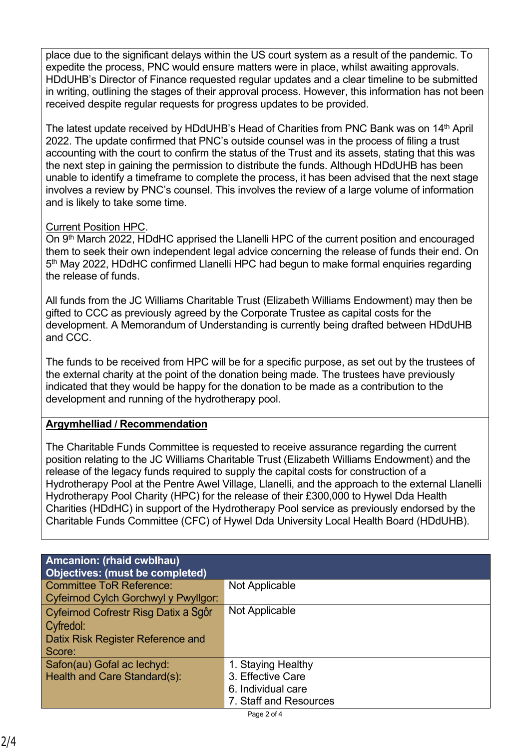place due to the significant delays within the US court system as a result of the pandemic. To expedite the process, PNC would ensure matters were in place, whilst awaiting approvals. HDdUHB's Director of Finance requested regular updates and a clear timeline to be submitted in writing, outlining the stages of their approval process. However, this information has not been received despite regular requests for progress updates to be provided.

The latest update received by HDdUHB's Head of Charities from PNC Bank was on 14th April 2022. The update confirmed that PNC's outside counsel was in the process of filing a trust accounting with the court to confirm the status of the Trust and its assets, stating that this was the next step in gaining the permission to distribute the funds. Although HDdUHB has been unable to identify a timeframe to complete the process, it has been advised that the next stage involves a review by PNC's counsel. This involves the review of a large volume of information and is likely to take some time.

Current Position HPC.
On 9th March 2022, HDdHC apprised the Llanelli HPC of the current position and encouraged them to seek their own independent legal advice concerning the release of funds their end. On 5th May 2022, HDdHC confirmed Llanelli HPC had begun to make formal enquiries regarding the release of funds.

All funds from the JC Williams Charitable Trust (Elizabeth Williams Endowment) may then be gifted to CCC as previously agreed by the Corporate Trustee as capital costs for the development. A Memorandum of Understanding is currently being drafted between HDdUHB and CCC.

The funds to be received from HPC will be for a specific purpose, as set out by the trustees of the external charity at the point of the donation being made. The trustees have previously indicated that they would be happy for the donation to be made as a contribution to the development and running of the hydrotherapy pool.

**Argymhelliad / Recommendation**

The Charitable Funds Committee is requested to receive assurance regarding the current position relating to the JC Williams Charitable Trust (Elizabeth Williams Endowment) and the release of the legacy funds required to supply the capital costs for construction of a Hydrotherapy Pool at the Pentre Awel Village, Llanelli, and the approach to the external Llanelli Hydrotherapy Pool Charity (HPC) for the release of their £300,000 to Hywel Dda Health Charities (HDdHC) in support of the Hydrotherapy Pool service as previously endorsed by the Charitable Funds Committee (CFC) of Hywel Dda University Local Health Board (HDdUHB).

| **Amcanion: (rhaid cwblhau)<br>Objectives: (must be completed)** | |
|---|---|
| Committee ToR Reference:<br>Cyfeirnod Cylch Gorchwyl y Pwyllgor: | Not Applicable |
| Cyfeirnod Cofrestr Risg Datix a Sgôr Cyfredol:<br>Datix Risk Register Reference and Score: | Not Applicable |
| Safon(au) Gofal ac Iechyd:<br>Health and Care Standard(s): | 1. Staying Healthy<br>3. Effective Care<br>6. Individual care<br>7. Staff and Resources |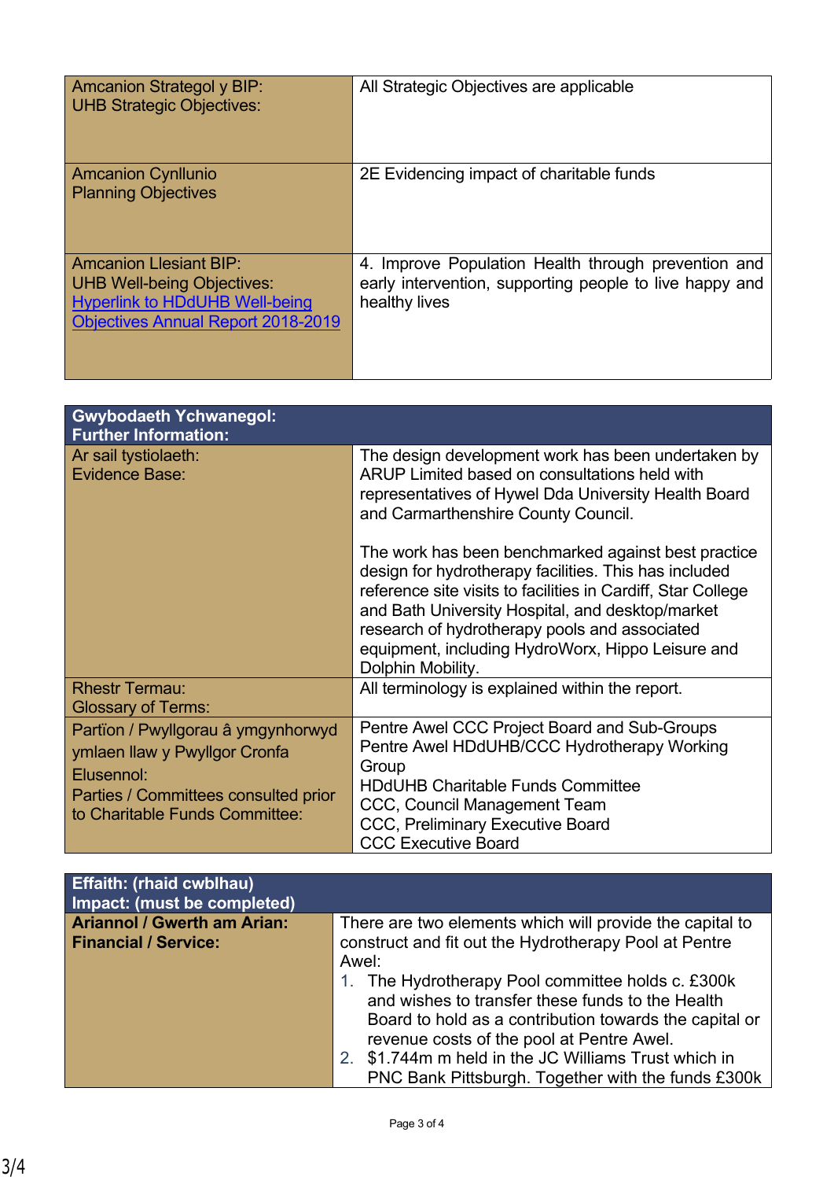| Amcanion Strategol y BIP: UHB Strategic Objectives: | All Strategic Objectives are applicable |
|---|---|
| Amcanion Cynllunio Planning Objectives | 2E Evidencing impact of charitable funds |
| Amcanion Llesiant BIP: UHB Well-being Objectives: [Hyperlink to HDdUHB Well-being Objectives Annual Report 2018-2019]() | 4. Improve Population Health through prevention and early intervention, supporting people to live happy and healthy lives |

| **Gwybodaeth Ychwanegol: Further Information:** | |
|---|---|
| Ar sail tystiolaeth: Evidence Base: | The design development work has been undertaken by ARUP Limited based on consultations held with representatives of Hywel Dda University Health Board and Carmarthenshire County Council.<br><br>The work has been benchmarked against best practice design for hydrotherapy facilities. This has included reference site visits to facilities in Cardiff, Star College and Bath University Hospital, and desktop/market research of hydrotherapy pools and associated equipment, including HydroWorx, Hippo Leisure and Dolphin Mobility. |
| Rhestr Termau: Glossary of Terms: | All terminology is explained within the report. |
| Partïon / Pwyllgorau â ymgynhorwyd ymlaen llaw y Pwyllgor Cronfa Elusennol: Parties / Committees consulted prior to Charitable Funds Committee: | Pentre Awel CCC Project Board and Sub-Groups<br>Pentre Awel HDdUHB/CCC Hydrotherapy Working Group<br>HDdUHB Charitable Funds Committee<br>CCC, Council Management Team<br>CCC, Preliminary Executive Board<br>CCC Executive Board |

| **Effaith: (rhaid cwblhau) Impact: (must be completed)** | |
|---|---|
| **Ariannol / Gwerth am Arian: Financial / Service:** | There are two elements which will provide the capital to construct and fit out the Hydrotherapy Pool at Pentre Awel:<br>1. The Hydrotherapy Pool committee holds c. £300k and wishes to transfer these funds to the Health Board to hold as a contribution towards the capital or revenue costs of the pool at Pentre Awel.<br>2. $1.744m m held in the JC Williams Trust which in PNC Bank Pittsburgh. Together with the funds £300k |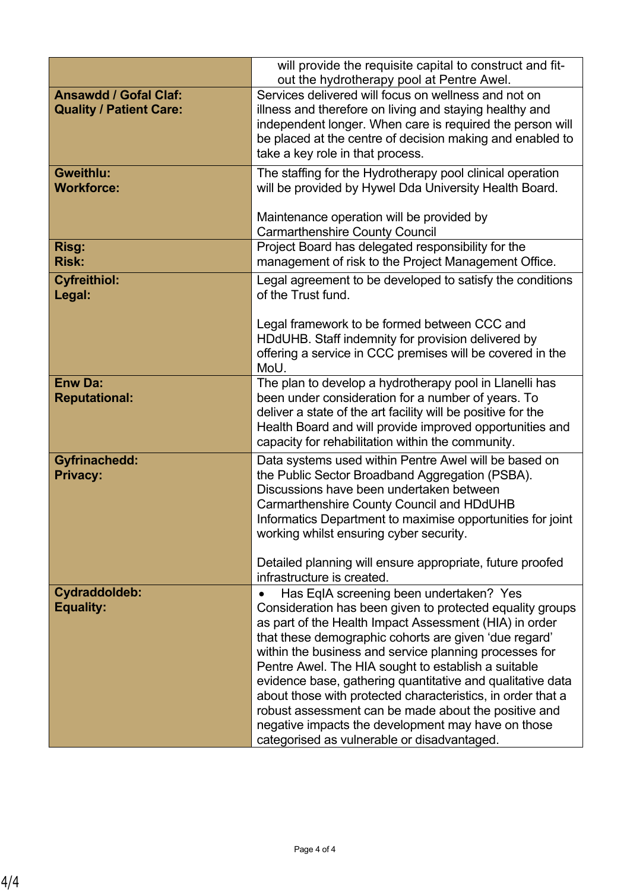| | |
|---|---|
| | will provide the requisite capital to construct and fit-out the hydrotherapy pool at Pentre Awel. |
| **Ansawdd / Gofal Claf:**<br>**Quality / Patient Care:** | Services delivered will focus on wellness and not on illness and therefore on living and staying healthy and independent longer. When care is required the person will be placed at the centre of decision making and enabled to take a key role in that process. |
| **Gweithlu:**<br>**Workforce:** | The staffing for the Hydrotherapy pool clinical operation will be provided by Hywel Dda University Health Board.<br><br>Maintenance operation will be provided by Carmarthenshire County Council |
| **Risg:**<br>**Risk:** | Project Board has delegated responsibility for the management of risk to the Project Management Office. |
| **Cyfreithiol:**<br>**Legal:** | Legal agreement to be developed to satisfy the conditions of the Trust fund.<br><br>Legal framework to be formed between CCC and HDdUHB. Staff indemnity for provision delivered by offering a service in CCC premises will be covered in the MoU. |
| **Enw Da:**<br>**Reputational:** | The plan to develop a hydrotherapy pool in Llanelli has been under consideration for a number of years. To deliver a state of the art facility will be positive for the Health Board and will provide improved opportunities and capacity for rehabilitation within the community. |
| **Gyfrinachedd:**<br>**Privacy:** | Data systems used within Pentre Awel will be based on the Public Sector Broadband Aggregation (PSBA). Discussions have been undertaken between Carmarthenshire County Council and HDdUHB Informatics Department to maximise opportunities for joint working whilst ensuring cyber security.<br><br>Detailed planning will ensure appropriate, future proofed infrastructure is created. |
| **Cydraddoldeb:**<br>**Equality:** | • Has EqIA screening been undertaken? Yes<br>Consideration has been given to protected equality groups as part of the Health Impact Assessment (HIA) in order that these demographic cohorts are given 'due regard' within the business and service planning processes for Pentre Awel. The HIA sought to establish a suitable evidence base, gathering quantitative and qualitative data about those with protected characteristics, in order that a robust assessment can be made about the positive and negative impacts the development may have on those categorised as vulnerable or disadvantaged. |